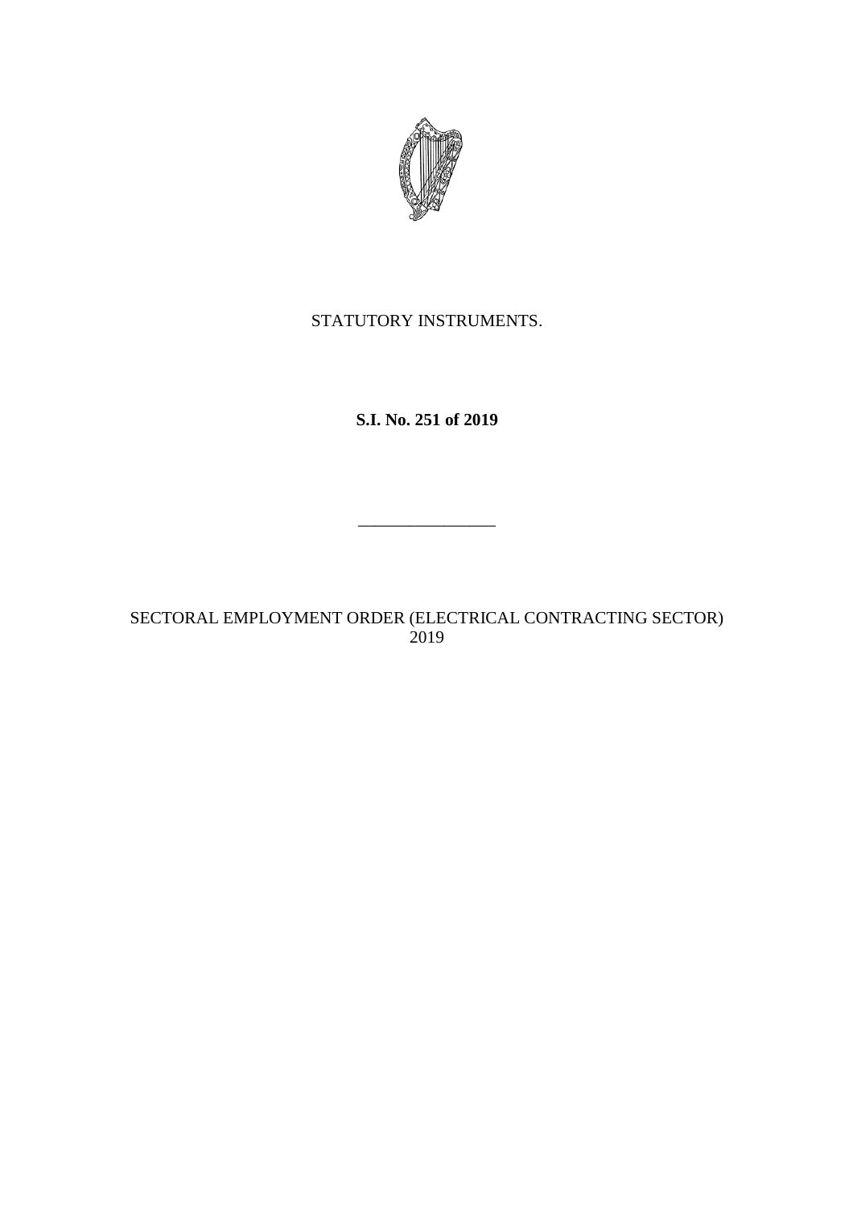STATUTORY INSTRUMENTS.

**S.I. No. 251 of 2019**

---

SECTORAL EMPLOYMENT ORDER (ELECTRICAL CONTRACTING SECTOR) 2019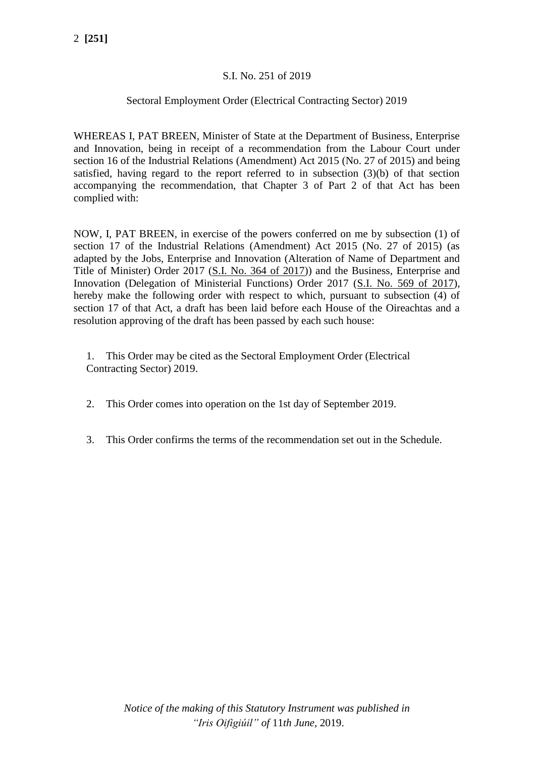S.I. No. 251 of 2019

Sectoral Employment Order (Electrical Contracting Sector) 2019

WHEREAS I, PAT BREEN, Minister of State at the Department of Business, Enterprise and Innovation, being in receipt of a recommendation from the Labour Court under section 16 of the Industrial Relations (Amendment) Act 2015 (No. 27 of 2015) and being satisfied, having regard to the report referred to in subsection (3)(b) of that section accompanying the recommendation, that Chapter 3 of Part 2 of that Act has been complied with:

NOW, I, PAT BREEN, in exercise of the powers conferred on me by subsection (1) of section 17 of the Industrial Relations (Amendment) Act 2015 (No. 27 of 2015) (as adapted by the Jobs, Enterprise and Innovation (Alteration of Name of Department and Title of Minister) Order 2017 (S.I. No. 364 of 2017)) and the Business, Enterprise and Innovation (Delegation of Ministerial Functions) Order 2017 (S.I. No. 569 of 2017), hereby make the following order with respect to which, pursuant to subsection (4) of section 17 of that Act, a draft has been laid before each House of the Oireachtas and a resolution approving of the draft has been passed by each such house:

1. This Order may be cited as the Sectoral Employment Order (Electrical Contracting Sector) 2019.

2. This Order comes into operation on the 1st day of September 2019.

3. This Order confirms the terms of the recommendation set out in the Schedule.

*Notice of the making of this Statutory Instrument was published in "Iris Oifigiúil" of* 11*th June,* 2019.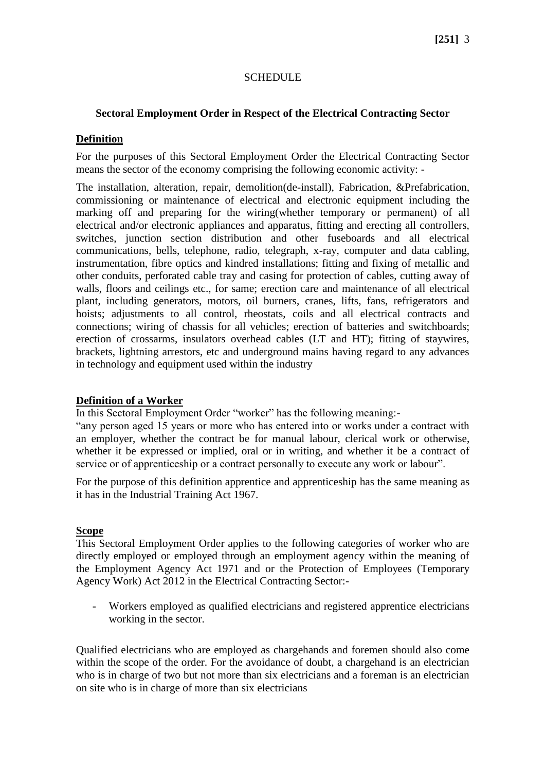SCHEDULE

**Sectoral Employment Order in Respect of the Electrical Contracting Sector**

**Definition**

For the purposes of this Sectoral Employment Order the Electrical Contracting Sector means the sector of the economy comprising the following economic activity: -

The installation, alteration, repair, demolition(de-install), Fabrication, &Prefabrication, commissioning or maintenance of electrical and electronic equipment including the marking off and preparing for the wiring(whether temporary or permanent) of all electrical and/or electronic appliances and apparatus, fitting and erecting all controllers, switches, junction section distribution and other fuseboards and all electrical communications, bells, telephone, radio, telegraph, x-ray, computer and data cabling, instrumentation, fibre optics and kindred installations; fitting and fixing of metallic and other conduits, perforated cable tray and casing for protection of cables, cutting away of walls, floors and ceilings etc., for same; erection care and maintenance of all electrical plant, including generators, motors, oil burners, cranes, lifts, fans, refrigerators and hoists; adjustments to all control, rheostats, coils and all electrical contracts and connections; wiring of chassis for all vehicles; erection of batteries and switchboards; erection of crossarms, insulators overhead cables (LT and HT); fitting of staywires, brackets, lightning arrestors, etc and underground mains having regard to any advances in technology and equipment used within the industry

**Definition of a Worker**

In this Sectoral Employment Order "worker" has the following meaning:-

"any person aged 15 years or more who has entered into or works under a contract with an employer, whether the contract be for manual labour, clerical work or otherwise, whether it be expressed or implied, oral or in writing, and whether it be a contract of service or of apprenticeship or a contract personally to execute any work or labour".

For the purpose of this definition apprentice and apprenticeship has the same meaning as it has in the Industrial Training Act 1967.

**Scope**

This Sectoral Employment Order applies to the following categories of worker who are directly employed or employed through an employment agency within the meaning of the Employment Agency Act 1971 and or the Protection of Employees (Temporary Agency Work) Act 2012 in the Electrical Contracting Sector:-

- Workers employed as qualified electricians and registered apprentice electricians working in the sector.

Qualified electricians who are employed as chargehands and foremen should also come within the scope of the order. For the avoidance of doubt, a chargehand is an electrician who is in charge of two but not more than six electricians and a foreman is an electrician on site who is in charge of more than six electricians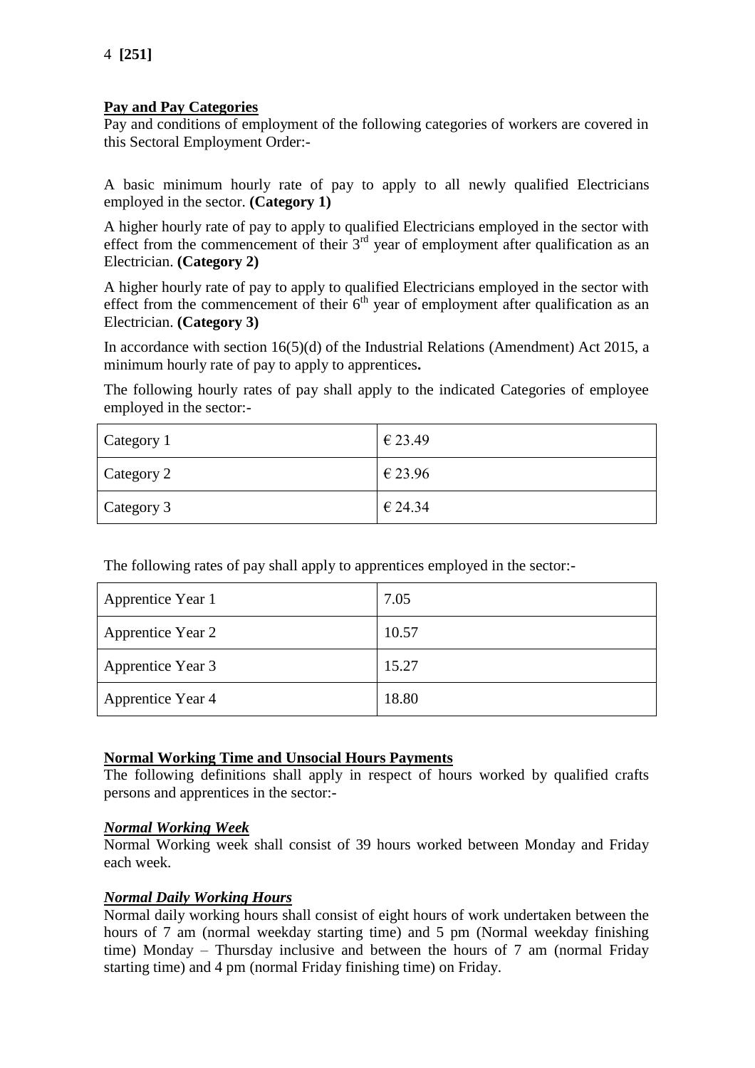## Pay and Pay Categories

Pay and conditions of employment of the following categories of workers are covered in this Sectoral Employment Order:-

A basic minimum hourly rate of pay to apply to all newly qualified Electricians employed in the sector. **(Category 1)**

A higher hourly rate of pay to apply to qualified Electricians employed in the sector with effect from the commencement of their 3rd year of employment after qualification as an Electrician. **(Category 2)**

A higher hourly rate of pay to apply to qualified Electricians employed in the sector with effect from the commencement of their 6th year of employment after qualification as an Electrician. **(Category 3)**

In accordance with section 16(5)(d) of the Industrial Relations (Amendment) Act 2015, a minimum hourly rate of pay to apply to apprentices**.**

The following hourly rates of pay shall apply to the indicated Categories of employee employed in the sector:-

| Category | Rate |
|---|---|
| Category 1 | € 23.49 |
| Category 2 | € 23.96 |
| Category 3 | € 24.34 |

The following rates of pay shall apply to apprentices employed in the sector:-

| Apprentice Year | Rate |
|---|---|
| Apprentice Year 1 | 7.05 |
| Apprentice Year 2 | 10.57 |
| Apprentice Year 3 | 15.27 |
| Apprentice Year 4 | 18.80 |

## Normal Working Time and Unsocial Hours Payments

The following definitions shall apply in respect of hours worked by qualified crafts persons and apprentices in the sector:-

### *Normal Working Week*

Normal Working week shall consist of 39 hours worked between Monday and Friday each week.

### *Normal Daily Working Hours*

Normal daily working hours shall consist of eight hours of work undertaken between the hours of 7 am (normal weekday starting time) and 5 pm (Normal weekday finishing time) Monday – Thursday inclusive and between the hours of 7 am (normal Friday starting time) and 4 pm (normal Friday finishing time) on Friday.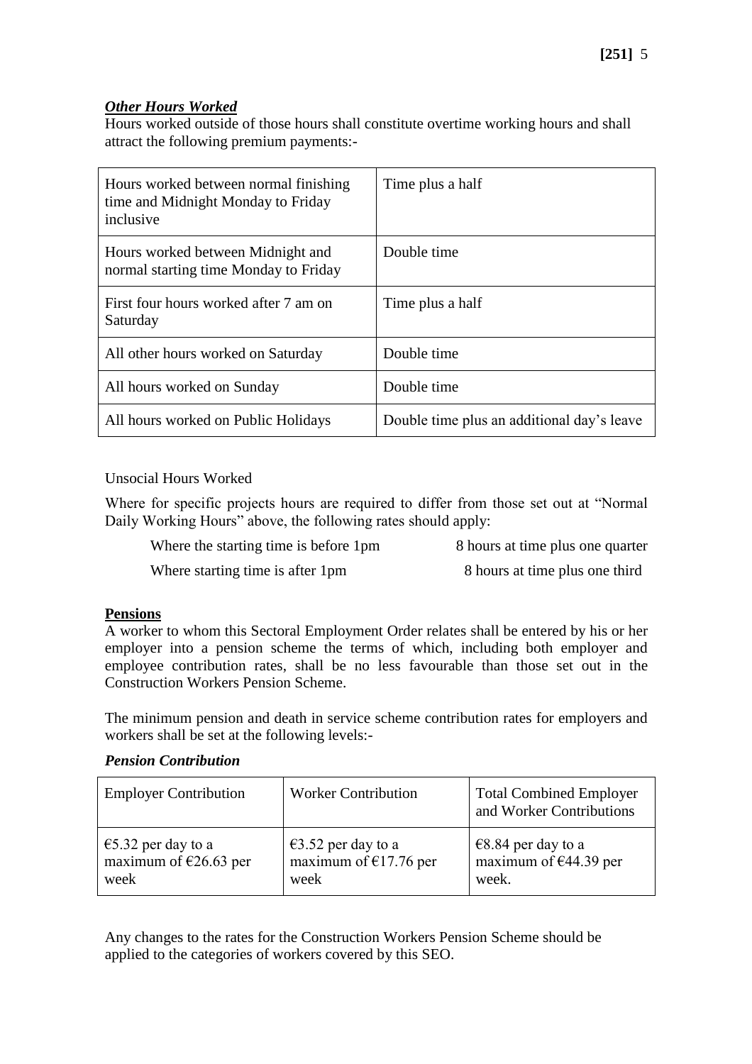***Other Hours Worked***

Hours worked outside of those hours shall constitute overtime working hours and shall attract the following premium payments:-

| Hours worked between normal finishing time and Midnight Monday to Friday inclusive | Time plus a half |
|---|---|
| Hours worked between Midnight and normal starting time Monday to Friday | Double time |
| First four hours worked after 7 am on Saturday | Time plus a half |
| All other hours worked on Saturday | Double time |
| All hours worked on Sunday | Double time |
| All hours worked on Public Holidays | Double time plus an additional day's leave |

Unsocial Hours Worked

Where for specific projects hours are required to differ from those set out at "Normal Daily Working Hours" above, the following rates should apply:

| | |
|---|---|
| Where the starting time is before 1pm | 8 hours at time plus one quarter |
| Where starting time is after 1pm | 8 hours at time plus one third |

**Pensions**

A worker to whom this Sectoral Employment Order relates shall be entered by his or her employer into a pension scheme the terms of which, including both employer and employee contribution rates, shall be no less favourable than those set out in the Construction Workers Pension Scheme.

The minimum pension and death in service scheme contribution rates for employers and workers shall be set at the following levels:-

***Pension Contribution***

| Employer Contribution | Worker Contribution | Total Combined Employer and Worker Contributions |
|---|---|---|
| €5.32 per day to a maximum of €26.63 per week | €3.52 per day to a maximum of €17.76 per week | €8.84 per day to a maximum of €44.39 per week. |

Any changes to the rates for the Construction Workers Pension Scheme should be applied to the categories of workers covered by this SEO.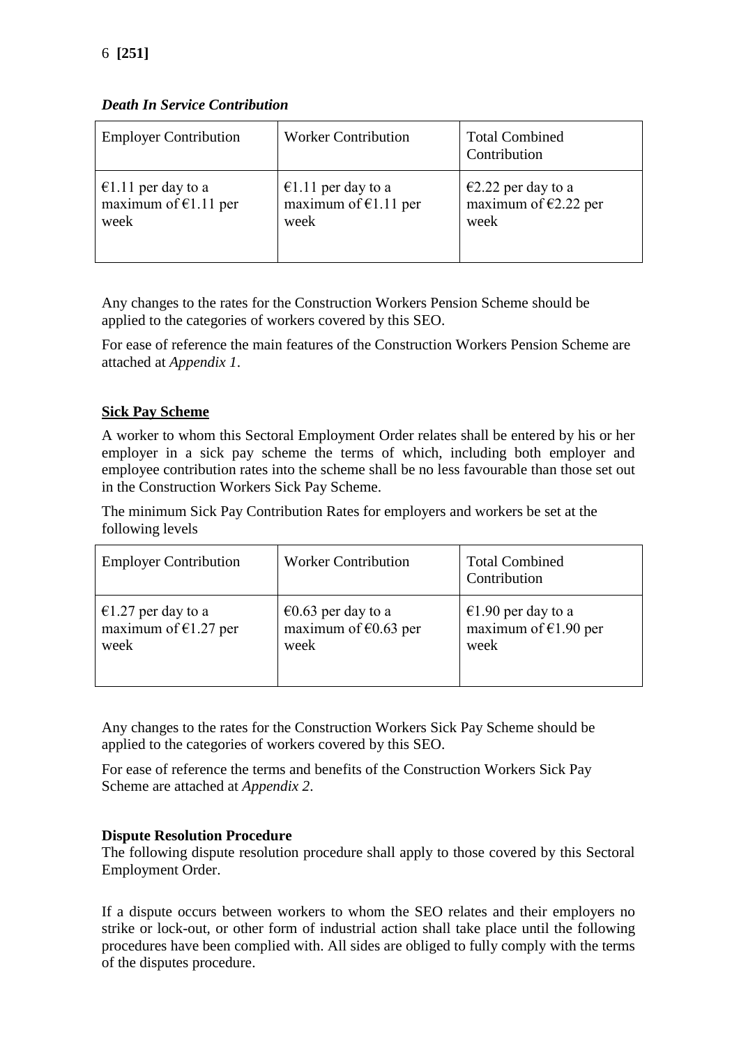***Death In Service Contribution***

| Employer Contribution | Worker Contribution | Total Combined Contribution |
|---|---|---|
| €1.11 per day to a maximum of €1.11 per week | €1.11 per day to a maximum of €1.11 per week | €2.22 per day to a maximum of €2.22 per week |

Any changes to the rates for the Construction Workers Pension Scheme should be applied to the categories of workers covered by this SEO.

For ease of reference the main features of the Construction Workers Pension Scheme are attached at *Appendix 1*.

**Sick Pay Scheme**

A worker to whom this Sectoral Employment Order relates shall be entered by his or her employer in a sick pay scheme the terms of which, including both employer and employee contribution rates into the scheme shall be no less favourable than those set out in the Construction Workers Sick Pay Scheme.

The minimum Sick Pay Contribution Rates for employers and workers be set at the following levels

| Employer Contribution | Worker Contribution | Total Combined Contribution |
|---|---|---|
| €1.27 per day to a maximum of €1.27 per week | €0.63 per day to a maximum of €0.63 per week | €1.90 per day to a maximum of €1.90 per week |

Any changes to the rates for the Construction Workers Sick Pay Scheme should be applied to the categories of workers covered by this SEO.

For ease of reference the terms and benefits of the Construction Workers Sick Pay Scheme are attached at *Appendix 2*.

**Dispute Resolution Procedure**

The following dispute resolution procedure shall apply to those covered by this Sectoral Employment Order.

If a dispute occurs between workers to whom the SEO relates and their employers no strike or lock-out, or other form of industrial action shall take place until the following procedures have been complied with. All sides are obliged to fully comply with the terms of the disputes procedure.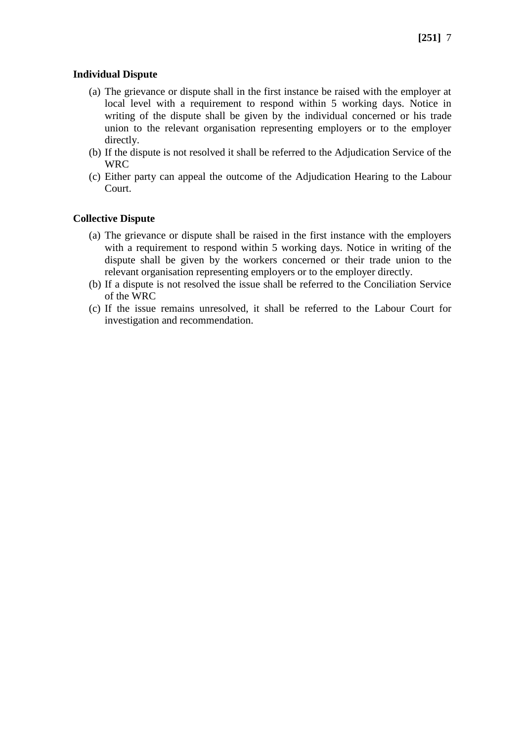**Individual Dispute**

(a) The grievance or dispute shall in the first instance be raised with the employer at local level with a requirement to respond within 5 working days. Notice in writing of the dispute shall be given by the individual concerned or his trade union to the relevant organisation representing employers or to the employer directly.

(b) If the dispute is not resolved it shall be referred to the Adjudication Service of the WRC

(c) Either party can appeal the outcome of the Adjudication Hearing to the Labour Court.

**Collective Dispute**

(a) The grievance or dispute shall be raised in the first instance with the employers with a requirement to respond within 5 working days. Notice in writing of the dispute shall be given by the workers concerned or their trade union to the relevant organisation representing employers or to the employer directly.

(b) If a dispute is not resolved the issue shall be referred to the Conciliation Service of the WRC

(c) If the issue remains unresolved, it shall be referred to the Labour Court for investigation and recommendation.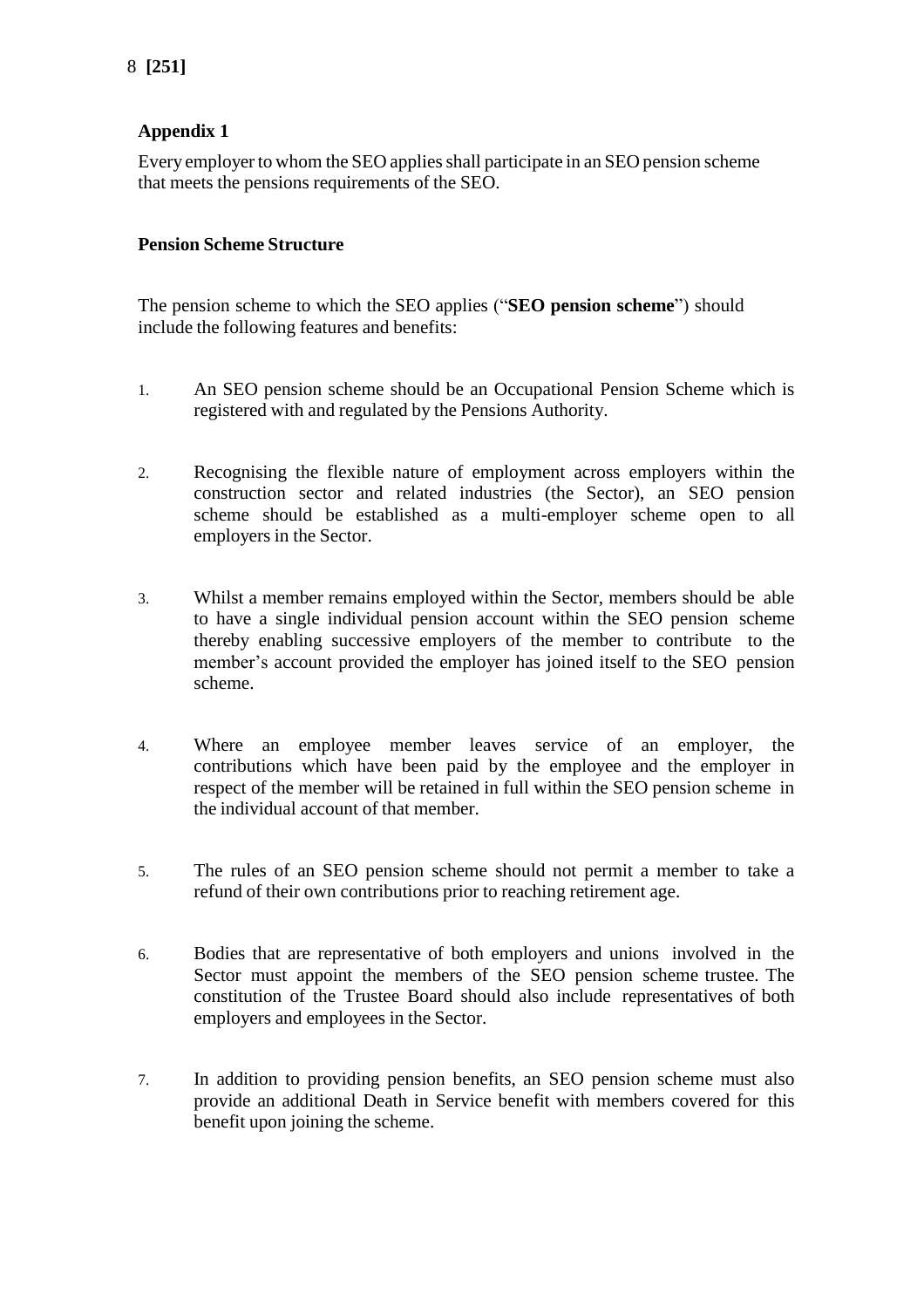## Appendix 1

Every employer to whom the SEO applies shall participate in an SEO pension scheme that meets the pensions requirements of the SEO.

### Pension Scheme Structure

The pension scheme to which the SEO applies ("**SEO pension scheme**") should include the following features and benefits:

1. An SEO pension scheme should be an Occupational Pension Scheme which is registered with and regulated by the Pensions Authority.

2. Recognising the flexible nature of employment across employers within the construction sector and related industries (the Sector), an SEO pension scheme should be established as a multi-employer scheme open to all employers in the Sector.

3. Whilst a member remains employed within the Sector, members should be able to have a single individual pension account within the SEO pension scheme thereby enabling successive employers of the member to contribute to the member's account provided the employer has joined itself to the SEO pension scheme.

4. Where an employee member leaves service of an employer, the contributions which have been paid by the employee and the employer in respect of the member will be retained in full within the SEO pension scheme in the individual account of that member.

5. The rules of an SEO pension scheme should not permit a member to take a refund of their own contributions prior to reaching retirement age.

6. Bodies that are representative of both employers and unions involved in the Sector must appoint the members of the SEO pension scheme trustee. The constitution of the Trustee Board should also include representatives of both employers and employees in the Sector.

7. In addition to providing pension benefits, an SEO pension scheme must also provide an additional Death in Service benefit with members covered for this benefit upon joining the scheme.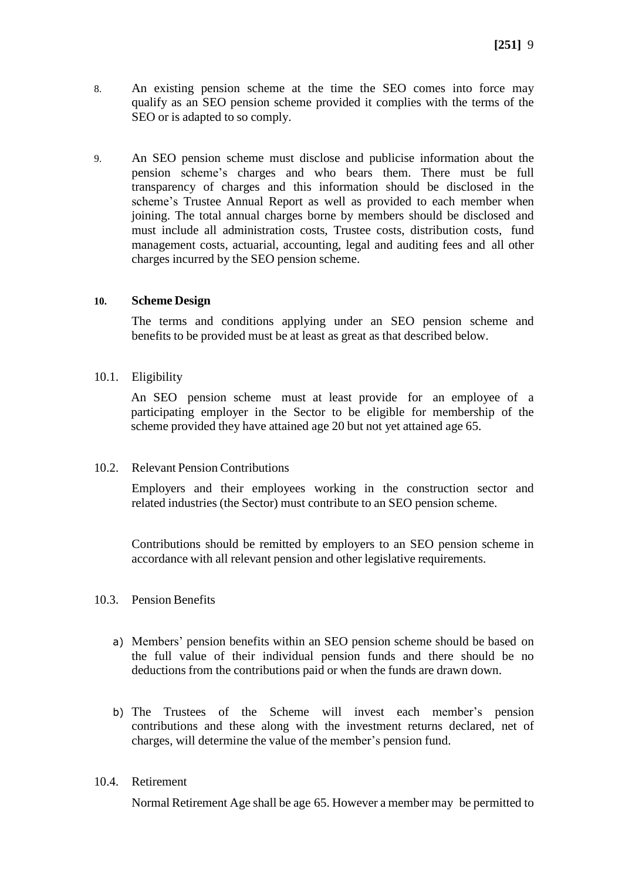8. An existing pension scheme at the time the SEO comes into force may qualify as an SEO pension scheme provided it complies with the terms of the SEO or is adapted to so comply.

9. An SEO pension scheme must disclose and publicise information about the pension scheme's charges and who bears them. There must be full transparency of charges and this information should be disclosed in the scheme's Trustee Annual Report as well as provided to each member when joining. The total annual charges borne by members should be disclosed and must include all administration costs, Trustee costs, distribution costs, fund management costs, actuarial, accounting, legal and auditing fees and all other charges incurred by the SEO pension scheme.

**10. Scheme Design**

The terms and conditions applying under an SEO pension scheme and benefits to be provided must be at least as great as that described below.

10.1. Eligibility

An SEO pension scheme must at least provide for an employee of a participating employer in the Sector to be eligible for membership of the scheme provided they have attained age 20 but not yet attained age 65.

10.2. Relevant Pension Contributions

Employers and their employees working in the construction sector and related industries (the Sector) must contribute to an SEO pension scheme.

Contributions should be remitted by employers to an SEO pension scheme in accordance with all relevant pension and other legislative requirements.

10.3. Pension Benefits

a) Members' pension benefits within an SEO pension scheme should be based on the full value of their individual pension funds and there should be no deductions from the contributions paid or when the funds are drawn down.

b) The Trustees of the Scheme will invest each member's pension contributions and these along with the investment returns declared, net of charges, will determine the value of the member's pension fund.

10.4. Retirement

Normal Retirement Age shall be age 65. However a member may be permitted to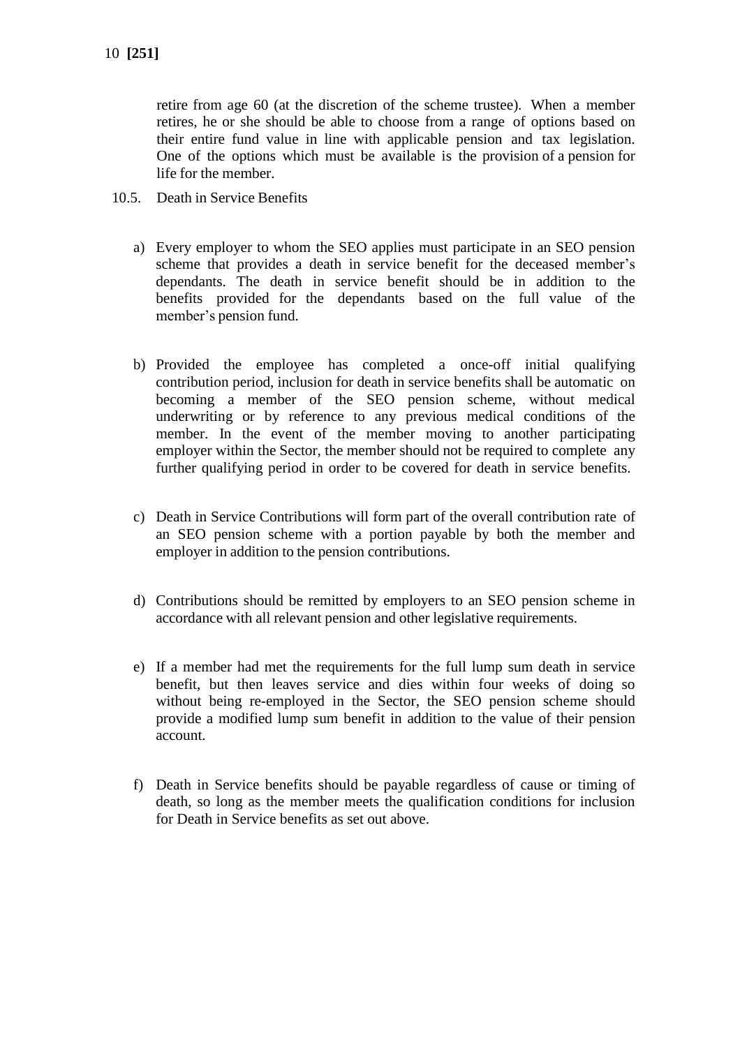retire from age 60 (at the discretion of the scheme trustee). When a member retires, he or she should be able to choose from a range of options based on their entire fund value in line with applicable pension and tax legislation. One of the options which must be available is the provision of a pension for life for the member.

10.5. Death in Service Benefits

a) Every employer to whom the SEO applies must participate in an SEO pension scheme that provides a death in service benefit for the deceased member's dependants. The death in service benefit should be in addition to the benefits provided for the dependants based on the full value of the member's pension fund.

b) Provided the employee has completed a once-off initial qualifying contribution period, inclusion for death in service benefits shall be automatic on becoming a member of the SEO pension scheme, without medical underwriting or by reference to any previous medical conditions of the member. In the event of the member moving to another participating employer within the Sector, the member should not be required to complete any further qualifying period in order to be covered for death in service benefits.

c) Death in Service Contributions will form part of the overall contribution rate of an SEO pension scheme with a portion payable by both the member and employer in addition to the pension contributions.

d) Contributions should be remitted by employers to an SEO pension scheme in accordance with all relevant pension and other legislative requirements.

e) If a member had met the requirements for the full lump sum death in service benefit, but then leaves service and dies within four weeks of doing so without being re-employed in the Sector, the SEO pension scheme should provide a modified lump sum benefit in addition to the value of their pension account.

f) Death in Service benefits should be payable regardless of cause or timing of death, so long as the member meets the qualification conditions for inclusion for Death in Service benefits as set out above.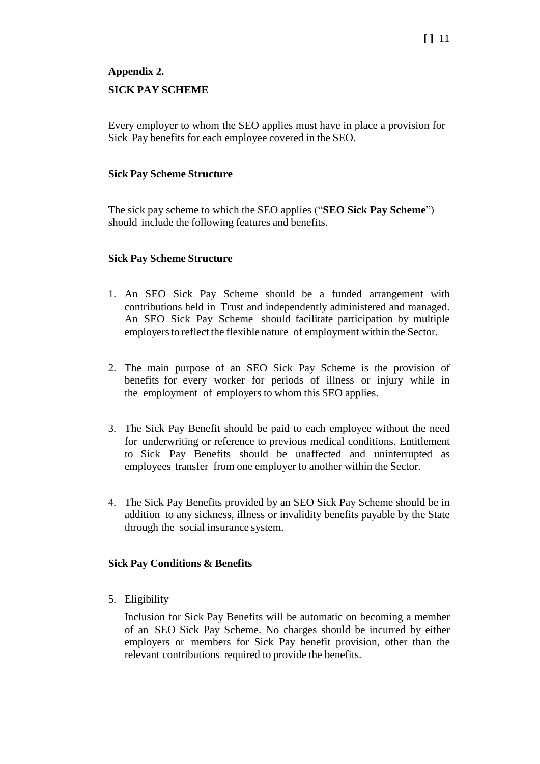**Appendix 2.**

**SICK PAY SCHEME**

Every employer to whom the SEO applies must have in place a provision for Sick Pay benefits for each employee covered in the SEO.

**Sick Pay Scheme Structure**

The sick pay scheme to which the SEO applies ("**SEO Sick Pay Scheme**") should include the following features and benefits.

**Sick Pay Scheme Structure**

1. An SEO Sick Pay Scheme should be a funded arrangement with contributions held in Trust and independently administered and managed. An SEO Sick Pay Scheme should facilitate participation by multiple employers to reflect the flexible nature of employment within the Sector.

2. The main purpose of an SEO Sick Pay Scheme is the provision of benefits for every worker for periods of illness or injury while in the employment of employers to whom this SEO applies.

3. The Sick Pay Benefit should be paid to each employee without the need for underwriting or reference to previous medical conditions. Entitlement to Sick Pay Benefits should be unaffected and uninterrupted as employees transfer from one employer to another within the Sector.

4. The Sick Pay Benefits provided by an SEO Sick Pay Scheme should be in addition to any sickness, illness or invalidity benefits payable by the State through the social insurance system.

**Sick Pay Conditions & Benefits**

5. Eligibility

   Inclusion for Sick Pay Benefits will be automatic on becoming a member of an SEO Sick Pay Scheme. No charges should be incurred by either employers or members for Sick Pay benefit provision, other than the relevant contributions required to provide the benefits.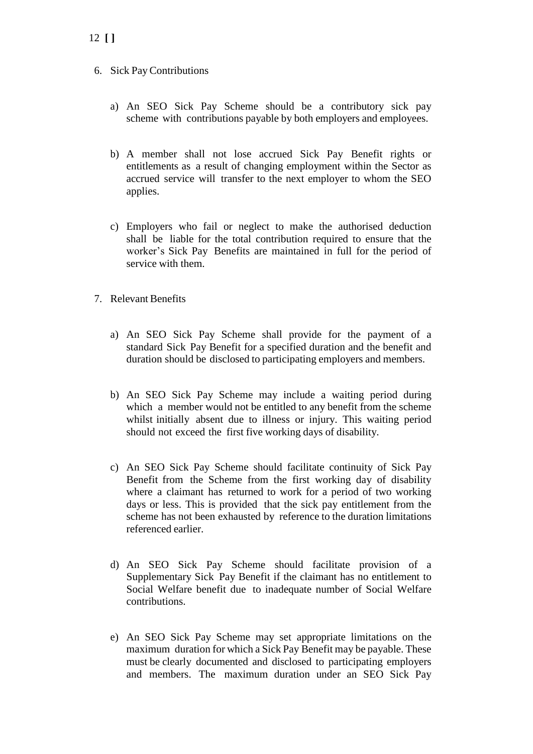6. Sick Pay Contributions

   a) An SEO Sick Pay Scheme should be a contributory sick pay scheme with contributions payable by both employers and employees.

   b) A member shall not lose accrued Sick Pay Benefit rights or entitlements as a result of changing employment within the Sector as accrued service will transfer to the next employer to whom the SEO applies.

   c) Employers who fail or neglect to make the authorised deduction shall be liable for the total contribution required to ensure that the worker's Sick Pay Benefits are maintained in full for the period of service with them.

7. Relevant Benefits

   a) An SEO Sick Pay Scheme shall provide for the payment of a standard Sick Pay Benefit for a specified duration and the benefit and duration should be disclosed to participating employers and members.

   b) An SEO Sick Pay Scheme may include a waiting period during which a member would not be entitled to any benefit from the scheme whilst initially absent due to illness or injury. This waiting period should not exceed the first five working days of disability.

   c) An SEO Sick Pay Scheme should facilitate continuity of Sick Pay Benefit from the Scheme from the first working day of disability where a claimant has returned to work for a period of two working days or less. This is provided that the sick pay entitlement from the scheme has not been exhausted by reference to the duration limitations referenced earlier.

   d) An SEO Sick Pay Scheme should facilitate provision of a Supplementary Sick Pay Benefit if the claimant has no entitlement to Social Welfare benefit due to inadequate number of Social Welfare contributions.

   e) An SEO Sick Pay Scheme may set appropriate limitations on the maximum duration for which a Sick Pay Benefit may be payable. These must be clearly documented and disclosed to participating employers and members. The maximum duration under an SEO Sick Pay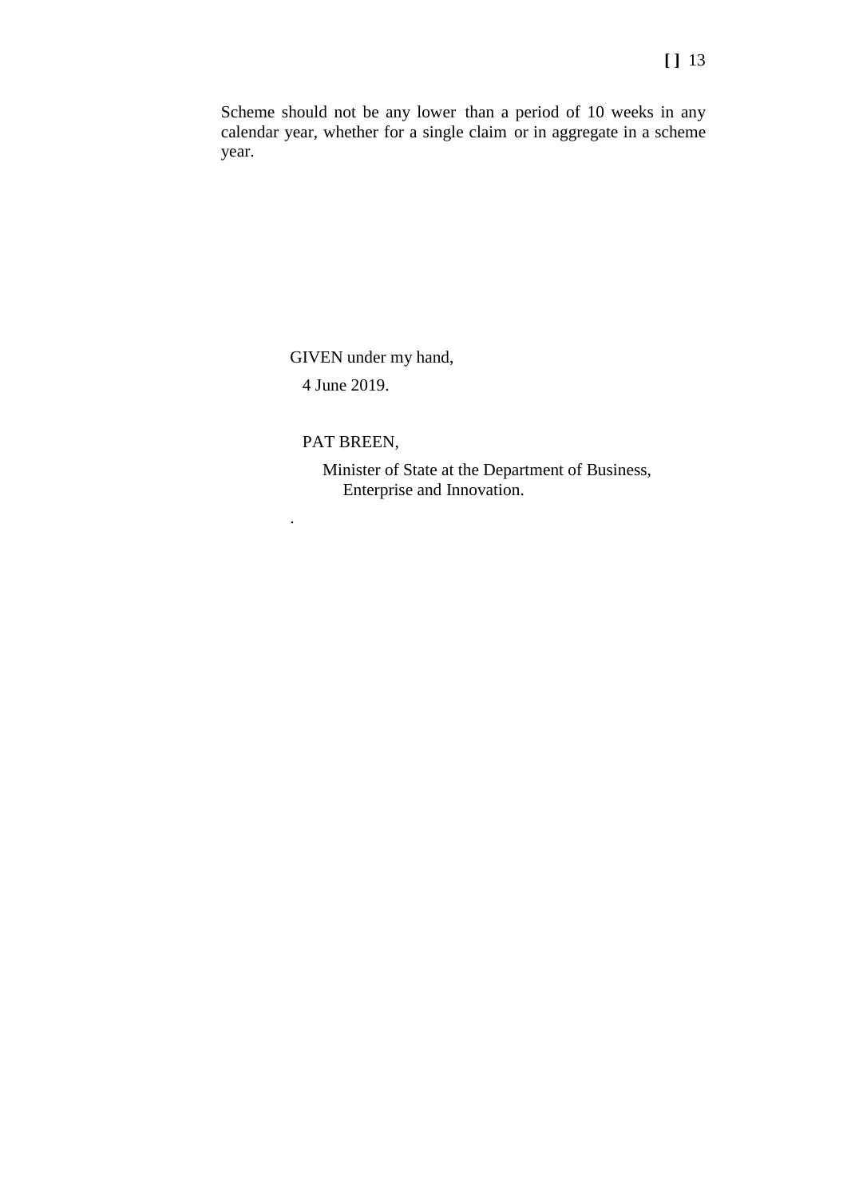Scheme should not be any lower than a period of 10 weeks in any calendar year, whether for a single claim or in aggregate in a scheme year.

GIVEN under my hand,

4 June 2019.

PAT BREEN,

Minister of State at the Department of Business, Enterprise and Innovation.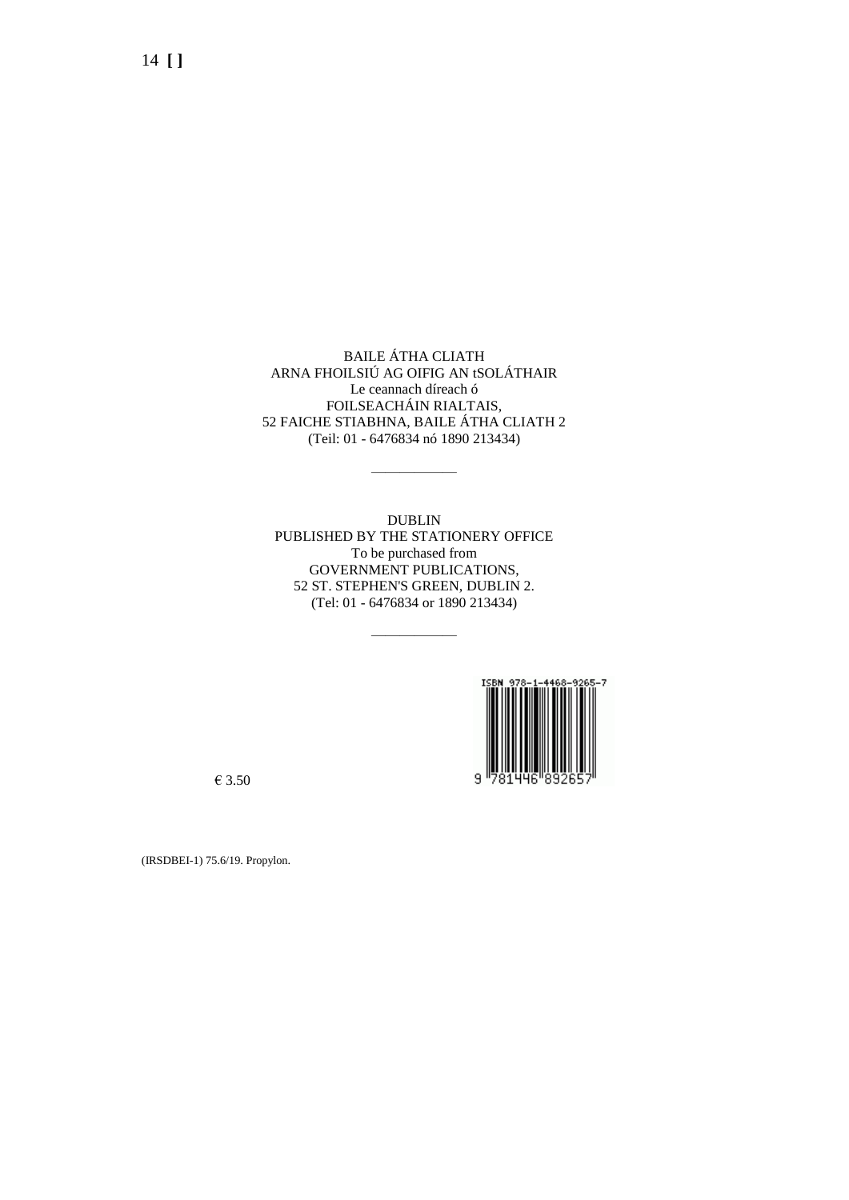BAILE ÁTHA CLIATH
ARNA FHOILSIÚ AG OIFIG AN tSOLÁTHAIR
Le ceannach díreach ó
FOILSEACHÁIN RIALTAIS,
52 FAICHE STIABHNA, BAILE ÁTHA CLIATH 2
(Teil: 01 - 6476834 nó 1890 213434)

---

DUBLIN
PUBLISHED BY THE STATIONERY OFFICE
To be purchased from
GOVERNMENT PUBLICATIONS,
52 ST. STEPHEN'S GREEN, DUBLIN 2.
(Tel: 01 - 6476834 or 1890 213434)

---

ISBN 978-1-4468-9265-7

9 781446 892657

€ 3.50

(IRSDBEI-1) 75.6/19. Propylon.